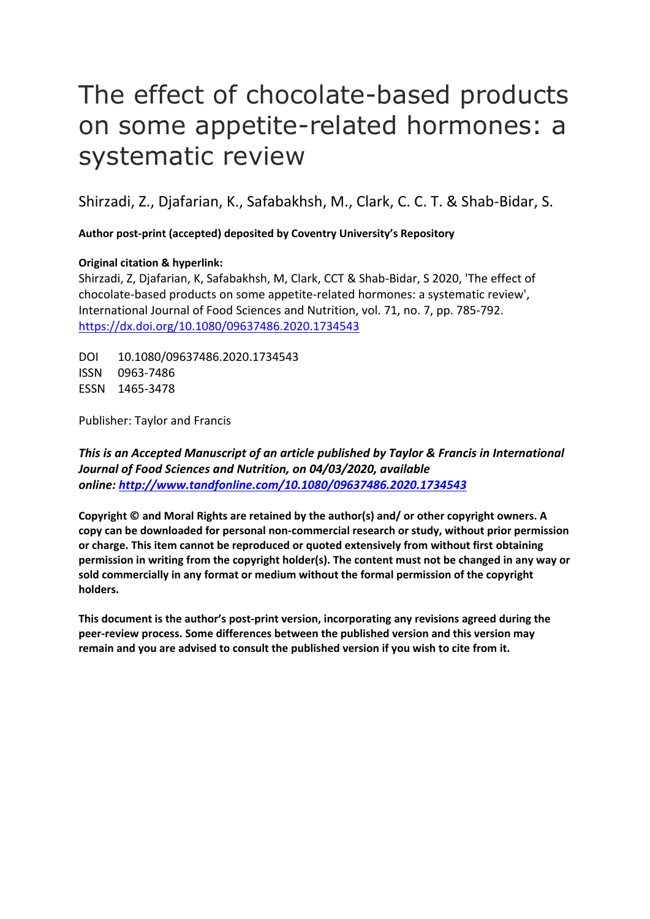# The effect of chocolate-based products on some appetite-related hormones: a systematic review

Shirzadi, Z., Djafarian, K., Safabakhsh, M., Clark, C. C. T. & Shab-Bidar, S.

**Author post-print (accepted) deposited by Coventry University's Repository**

**Original citation & hyperlink:**

Shirzadi, Z, Djafarian, K, Safabakhsh, M, Clark, CCT & Shab-Bidar, S 2020, 'The effect of chocolate-based products on some appetite-related hormones: a systematic review', International Journal of Food Sciences and Nutrition, vol. 71, no. 7, pp. 785-792.
https://dx.doi.org/10.1080/09637486.2020.1734543

DOI 10.1080/09637486.2020.1734543
ISSN 0963-7486
ESSN 1465-3478

Publisher: Taylor and Francis

***This is an Accepted Manuscript of an article published by Taylor & Francis in International Journal of Food Sciences and Nutrition, on 04/03/2020, available online: http://www.tandfonline.com/10.1080/09637486.2020.1734543***

**Copyright © and Moral Rights are retained by the author(s) and/ or other copyright owners. A copy can be downloaded for personal non-commercial research or study, without prior permission or charge. This item cannot be reproduced or quoted extensively from without first obtaining permission in writing from the copyright holder(s). The content must not be changed in any way or sold commercially in any format or medium without the formal permission of the copyright holders.**

**This document is the author's post-print version, incorporating any revisions agreed during the peer-review process. Some differences between the published version and this version may remain and you are advised to consult the published version if you wish to cite from it.**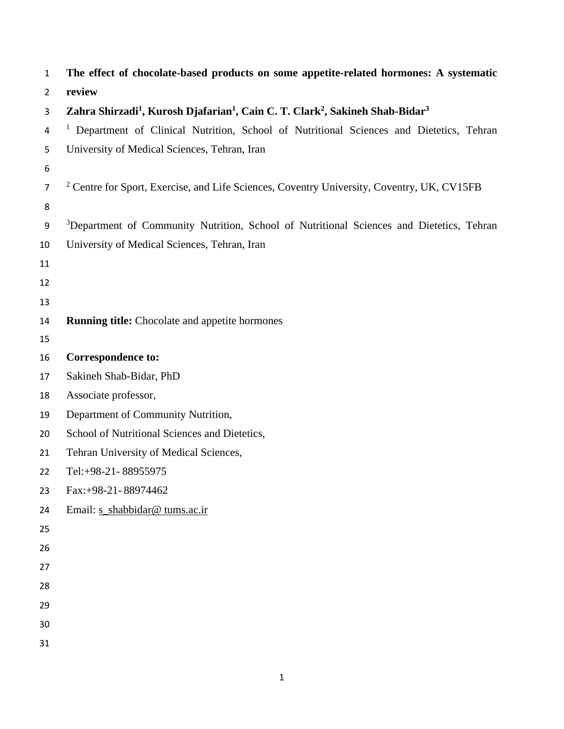# The effect of chocolate-based products on some appetite-related hormones: A systematic review

**Zahra Shirzadi[1], Kurosh Djafarian[1], Cain C. T. Clark[2], Sakineh Shab-Bidar[3]**

[1] Department of Clinical Nutrition, School of Nutritional Sciences and Dietetics, Tehran University of Medical Sciences, Tehran, Iran

[2] Centre for Sport, Exercise, and Life Sciences, Coventry University, Coventry, UK, CV15FB

[3] Department of Community Nutrition, School of Nutritional Sciences and Dietetics, Tehran University of Medical Sciences, Tehran, Iran

**Running title:** Chocolate and appetite hormones

**Correspondence to:**

Sakineh Shab-Bidar, PhD
Associate professor,
Department of Community Nutrition,
School of Nutritional Sciences and Dietetics,
Tehran University of Medical Sciences,
Tel:+98-21- 88955975
Fax:+98-21- 88974462
Email: s_shabbidar@ tums.ac.ir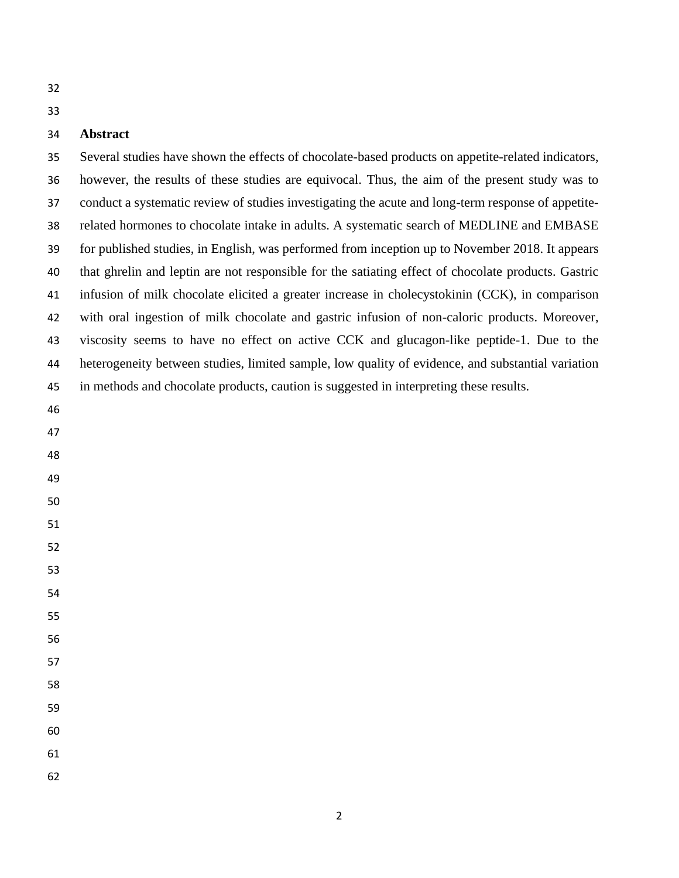## Abstract

Several studies have shown the effects of chocolate-based products on appetite-related indicators, however, the results of these studies are equivocal. Thus, the aim of the present study was to conduct a systematic review of studies investigating the acute and long-term response of appetite-related hormones to chocolate intake in adults. A systematic search of MEDLINE and EMBASE for published studies, in English, was performed from inception up to November 2018. It appears that ghrelin and leptin are not responsible for the satiating effect of chocolate products. Gastric infusion of milk chocolate elicited a greater increase in cholecystokinin (CCK), in comparison with oral ingestion of milk chocolate and gastric infusion of non-caloric products. Moreover, viscosity seems to have no effect on active CCK and glucagon-like peptide-1. Due to the heterogeneity between studies, limited sample, low quality of evidence, and substantial variation in methods and chocolate products, caution is suggested in interpreting these results.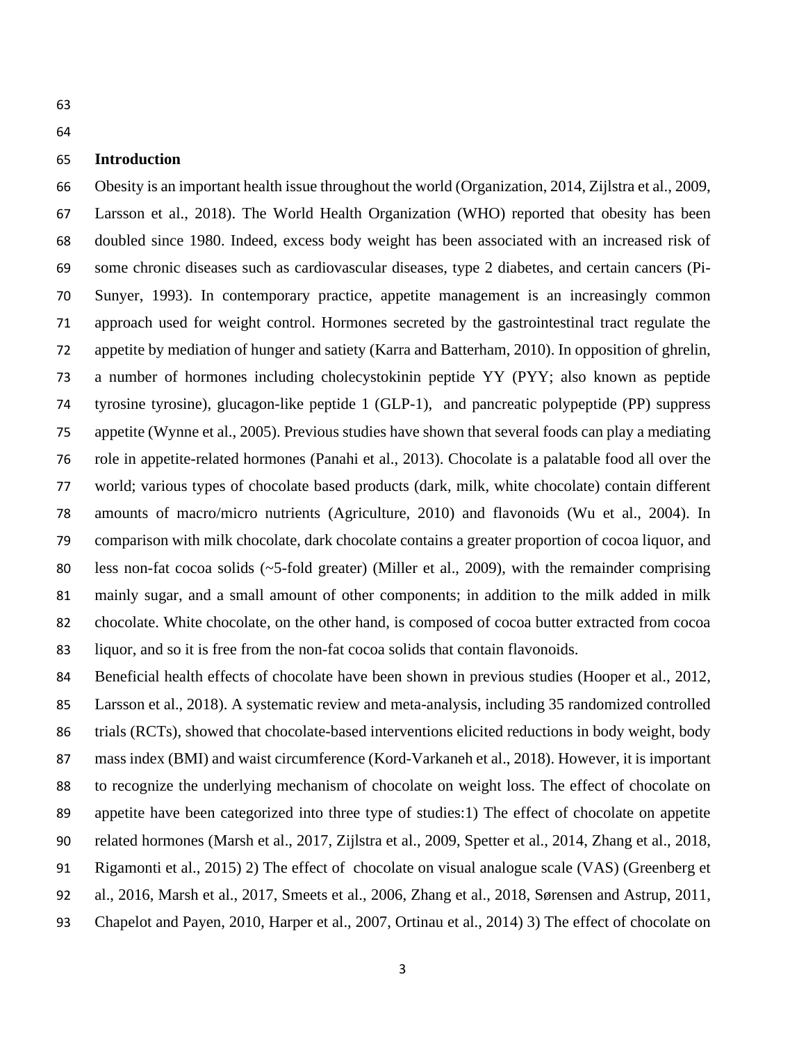## Introduction

Obesity is an important health issue throughout the world (Organization, 2014, Zijlstra et al., 2009, Larsson et al., 2018). The World Health Organization (WHO) reported that obesity has been doubled since 1980. Indeed, excess body weight has been associated with an increased risk of some chronic diseases such as cardiovascular diseases, type 2 diabetes, and certain cancers (Pi-Sunyer, 1993). In contemporary practice, appetite management is an increasingly common approach used for weight control. Hormones secreted by the gastrointestinal tract regulate the appetite by mediation of hunger and satiety (Karra and Batterham, 2010). In opposition of ghrelin, a number of hormones including cholecystokinin peptide YY (PYY; also known as peptide tyrosine tyrosine), glucagon-like peptide 1 (GLP-1), and pancreatic polypeptide (PP) suppress appetite (Wynne et al., 2005). Previous studies have shown that several foods can play a mediating role in appetite-related hormones (Panahi et al., 2013). Chocolate is a palatable food all over the world; various types of chocolate based products (dark, milk, white chocolate) contain different amounts of macro/micro nutrients (Agriculture, 2010) and flavonoids (Wu et al., 2004). In comparison with milk chocolate, dark chocolate contains a greater proportion of cocoa liquor, and less non-fat cocoa solids (~5-fold greater) (Miller et al., 2009), with the remainder comprising mainly sugar, and a small amount of other components; in addition to the milk added in milk chocolate. White chocolate, on the other hand, is composed of cocoa butter extracted from cocoa liquor, and so it is free from the non-fat cocoa solids that contain flavonoids.

Beneficial health effects of chocolate have been shown in previous studies (Hooper et al., 2012, Larsson et al., 2018). A systematic review and meta-analysis, including 35 randomized controlled trials (RCTs), showed that chocolate-based interventions elicited reductions in body weight, body mass index (BMI) and waist circumference (Kord-Varkaneh et al., 2018). However, it is important to recognize the underlying mechanism of chocolate on weight loss. The effect of chocolate on appetite have been categorized into three type of studies:1) The effect of chocolate on appetite related hormones (Marsh et al., 2017, Zijlstra et al., 2009, Spetter et al., 2014, Zhang et al., 2018, Rigamonti et al., 2015) 2) The effect of chocolate on visual analogue scale (VAS) (Greenberg et al., 2016, Marsh et al., 2017, Smeets et al., 2006, Zhang et al., 2018, Sørensen and Astrup, 2011, Chapelot and Payen, 2010, Harper et al., 2007, Ortinau et al., 2014) 3) The effect of chocolate on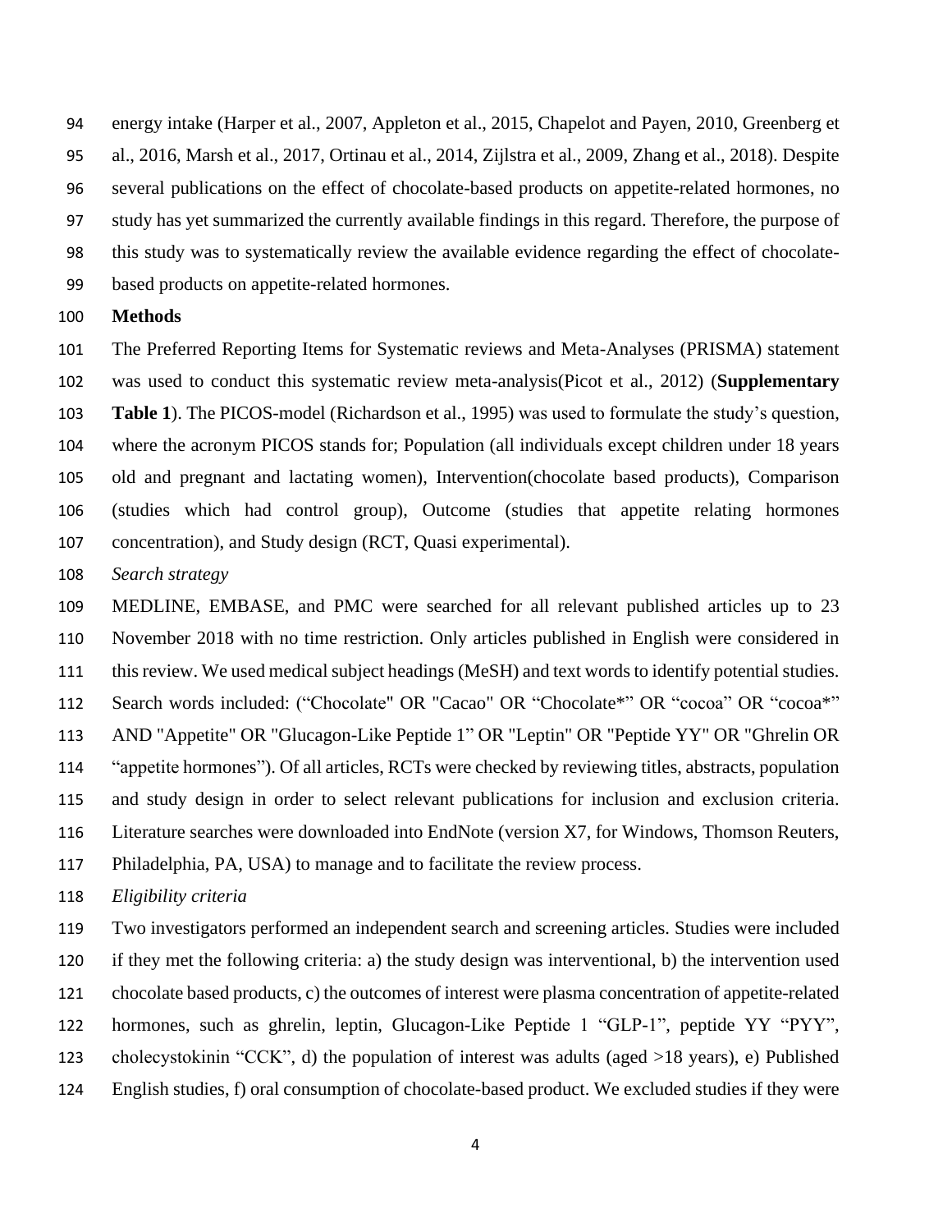energy intake (Harper et al., 2007, Appleton et al., 2015, Chapelot and Payen, 2010, Greenberg et al., 2016, Marsh et al., 2017, Ortinau et al., 2014, Zijlstra et al., 2009, Zhang et al., 2018). Despite several publications on the effect of chocolate-based products on appetite-related hormones, no study has yet summarized the currently available findings in this regard. Therefore, the purpose of this study was to systematically review the available evidence regarding the effect of chocolate-based products on appetite-related hormones.

## Methods

The Preferred Reporting Items for Systematic reviews and Meta-Analyses (PRISMA) statement was used to conduct this systematic review meta-analysis(Picot et al., 2012) (**Supplementary Table 1**). The PICOS-model (Richardson et al., 1995) was used to formulate the study's question, where the acronym PICOS stands for; Population (all individuals except children under 18 years old and pregnant and lactating women), Intervention(chocolate based products), Comparison (studies which had control group), Outcome (studies that appetite relating hormones concentration), and Study design (RCT, Quasi experimental).

### *Search strategy*

MEDLINE, EMBASE, and PMC were searched for all relevant published articles up to 23 November 2018 with no time restriction. Only articles published in English were considered in this review. We used medical subject headings (MeSH) and text words to identify potential studies. Search words included: ("Chocolate" OR "Cacao" OR "Chocolate*" OR "cocoa" OR "cocoa*" AND "Appetite" OR "Glucagon-Like Peptide 1" OR "Leptin" OR "Peptide YY" OR "Ghrelin OR "appetite hormones"). Of all articles, RCTs were checked by reviewing titles, abstracts, population and study design in order to select relevant publications for inclusion and exclusion criteria. Literature searches were downloaded into EndNote (version X7, for Windows, Thomson Reuters, Philadelphia, PA, USA) to manage and to facilitate the review process.

### *Eligibility criteria*

Two investigators performed an independent search and screening articles. Studies were included if they met the following criteria: a) the study design was interventional, b) the intervention used chocolate based products, c) the outcomes of interest were plasma concentration of appetite-related hormones, such as ghrelin, leptin, Glucagon-Like Peptide 1 "GLP-1", peptide YY "PYY", cholecystokinin "CCK", d) the population of interest was adults (aged >18 years), e) Published English studies, f) oral consumption of chocolate-based product. We excluded studies if they were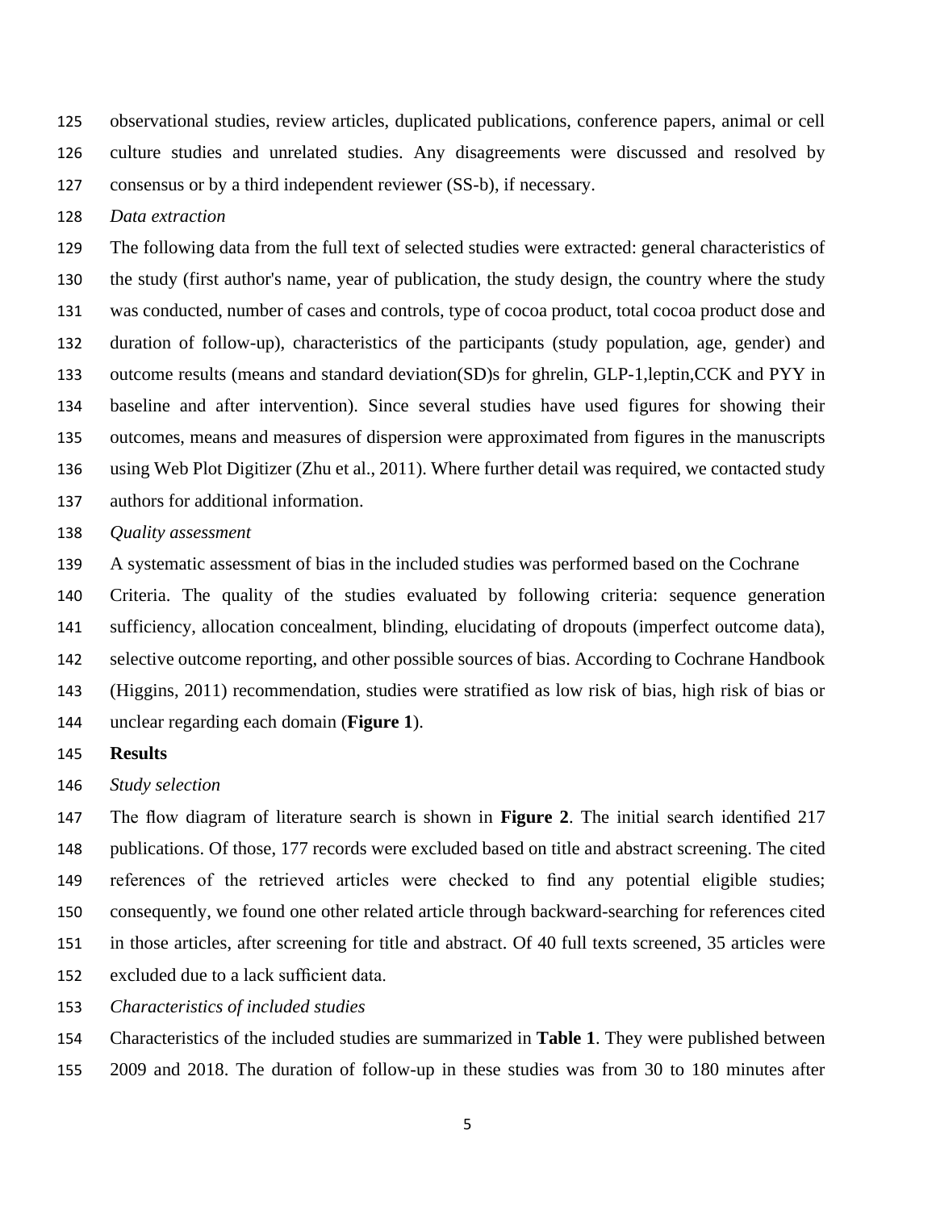observational studies, review articles, duplicated publications, conference papers, animal or cell culture studies and unrelated studies. Any disagreements were discussed and resolved by consensus or by a third independent reviewer (SS-b), if necessary.

*Data extraction*

The following data from the full text of selected studies were extracted: general characteristics of the study (first author's name, year of publication, the study design, the country where the study was conducted, number of cases and controls, type of cocoa product, total cocoa product dose and duration of follow-up), characteristics of the participants (study population, age, gender) and outcome results (means and standard deviation(SD)s for ghrelin, GLP-1,leptin,CCK and PYY in baseline and after intervention). Since several studies have used figures for showing their outcomes, means and measures of dispersion were approximated from figures in the manuscripts using Web Plot Digitizer (Zhu et al., 2011). Where further detail was required, we contacted study authors for additional information.

*Quality assessment*

A systematic assessment of bias in the included studies was performed based on the Cochrane Criteria. The quality of the studies evaluated by following criteria: sequence generation sufficiency, allocation concealment, blinding, elucidating of dropouts (imperfect outcome data), selective outcome reporting, and other possible sources of bias. According to Cochrane Handbook (Higgins, 2011) recommendation, studies were stratified as low risk of bias, high risk of bias or unclear regarding each domain (**Figure 1**).

**Results**

*Study selection*

The flow diagram of literature search is shown in **Figure 2**. The initial search identified 217 publications. Of those, 177 records were excluded based on title and abstract screening. The cited references of the retrieved articles were checked to find any potential eligible studies; consequently, we found one other related article through backward-searching for references cited in those articles, after screening for title and abstract. Of 40 full texts screened, 35 articles were excluded due to a lack sufficient data.

*Characteristics of included studies*

Characteristics of the included studies are summarized in **Table 1**. They were published between 2009 and 2018. The duration of follow-up in these studies was from 30 to 180 minutes after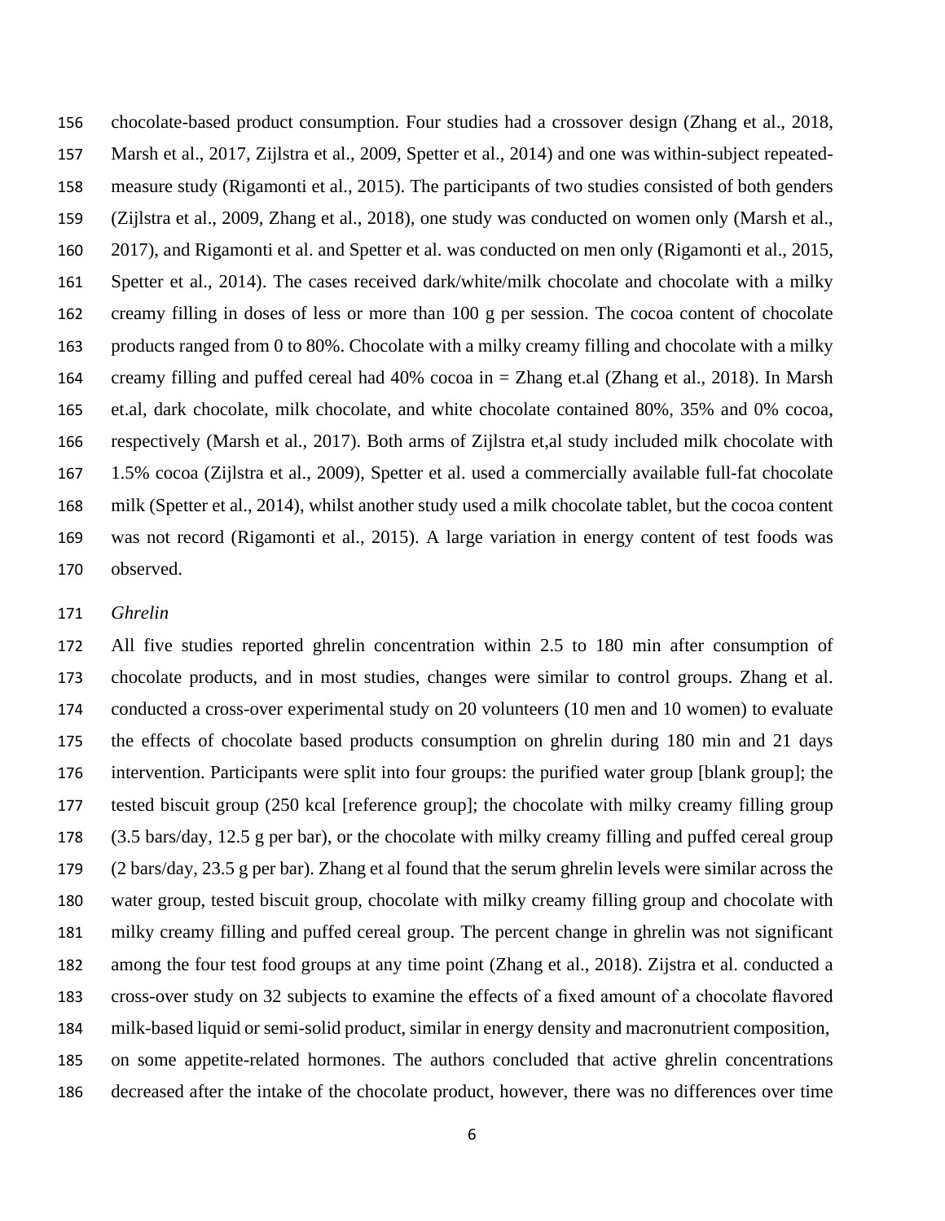chocolate-based product consumption. Four studies had a crossover design (Zhang et al., 2018, Marsh et al., 2017, Zijlstra et al., 2009, Spetter et al., 2014) and one was within-subject repeated-measure study (Rigamonti et al., 2015). The participants of two studies consisted of both genders (Zijlstra et al., 2009, Zhang et al., 2018), one study was conducted on women only (Marsh et al., 2017), and Rigamonti et al. and Spetter et al. was conducted on men only (Rigamonti et al., 2015, Spetter et al., 2014). The cases received dark/white/milk chocolate and chocolate with a milky creamy filling in doses of less or more than 100 g per session. The cocoa content of chocolate products ranged from 0 to 80%. Chocolate with a milky creamy filling and chocolate with a milky creamy filling and puffed cereal had 40% cocoa in = Zhang et.al (Zhang et al., 2018). In Marsh et.al, dark chocolate, milk chocolate, and white chocolate contained 80%, 35% and 0% cocoa, respectively (Marsh et al., 2017). Both arms of Zijlstra et,al study included milk chocolate with 1.5% cocoa (Zijlstra et al., 2009), Spetter et al. used a commercially available full-fat chocolate milk (Spetter et al., 2014), whilst another study used a milk chocolate tablet, but the cocoa content was not record (Rigamonti et al., 2015). A large variation in energy content of test foods was observed.

*Ghrelin*

All five studies reported ghrelin concentration within 2.5 to 180 min after consumption of chocolate products, and in most studies, changes were similar to control groups. Zhang et al. conducted a cross-over experimental study on 20 volunteers (10 men and 10 women) to evaluate the effects of chocolate based products consumption on ghrelin during 180 min and 21 days intervention. Participants were split into four groups: the purified water group [blank group]; the tested biscuit group (250 kcal [reference group]; the chocolate with milky creamy filling group (3.5 bars/day, 12.5 g per bar), or the chocolate with milky creamy filling and puffed cereal group (2 bars/day, 23.5 g per bar). Zhang et al found that the serum ghrelin levels were similar across the water group, tested biscuit group, chocolate with milky creamy filling group and chocolate with milky creamy filling and puffed cereal group. The percent change in ghrelin was not significant among the four test food groups at any time point (Zhang et al., 2018). Zijstra et al. conducted a cross-over study on 32 subjects to examine the effects of a fixed amount of a chocolate flavored milk-based liquid or semi-solid product, similar in energy density and macronutrient composition, on some appetite-related hormones. The authors concluded that active ghrelin concentrations decreased after the intake of the chocolate product, however, there was no differences over time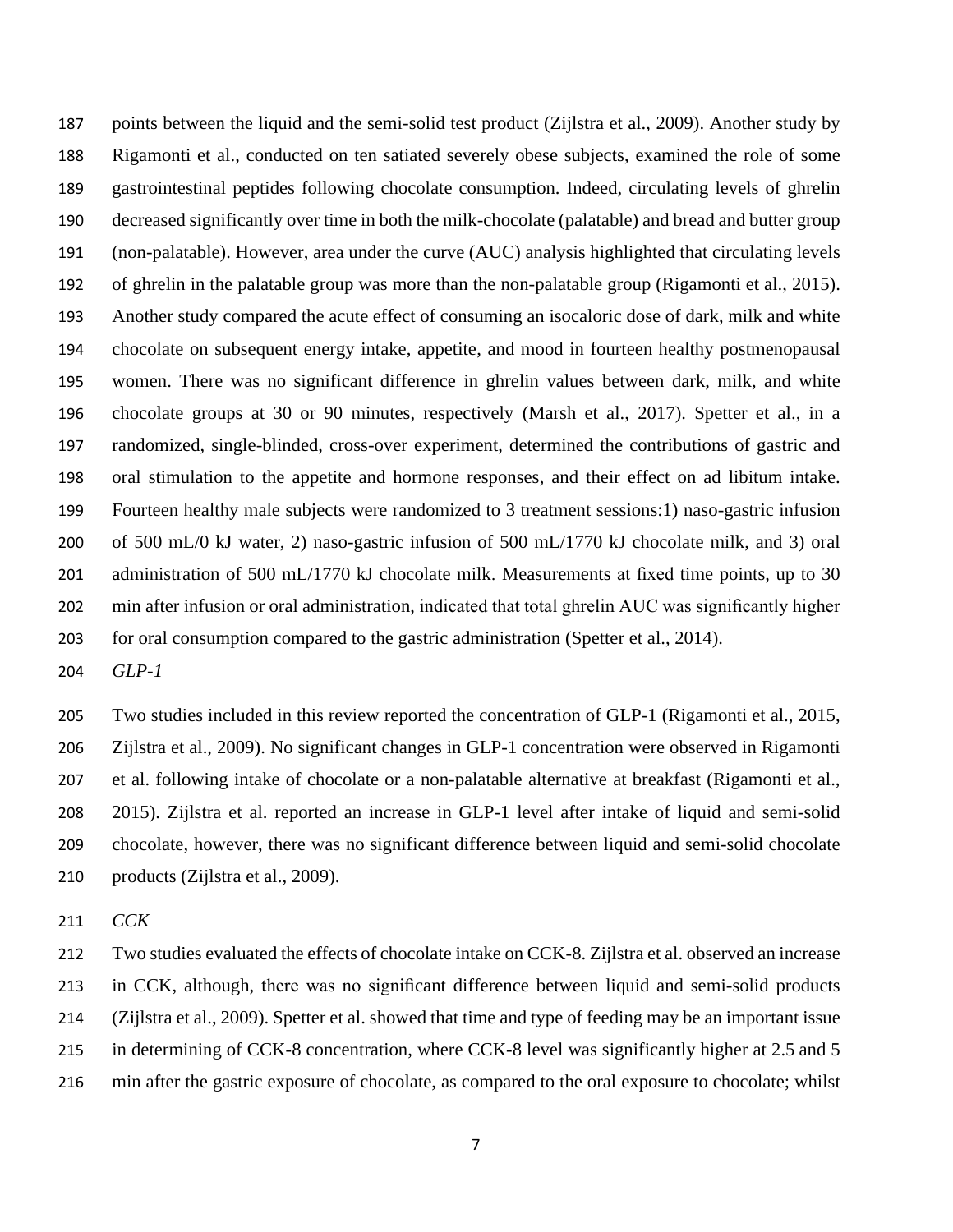points between the liquid and the semi-solid test product (Zijlstra et al., 2009). Another study by Rigamonti et al., conducted on ten satiated severely obese subjects, examined the role of some gastrointestinal peptides following chocolate consumption. Indeed, circulating levels of ghrelin decreased significantly over time in both the milk-chocolate (palatable) and bread and butter group (non-palatable). However, area under the curve (AUC) analysis highlighted that circulating levels of ghrelin in the palatable group was more than the non-palatable group (Rigamonti et al., 2015). Another study compared the acute effect of consuming an isocaloric dose of dark, milk and white chocolate on subsequent energy intake, appetite, and mood in fourteen healthy postmenopausal women. There was no significant difference in ghrelin values between dark, milk, and white chocolate groups at 30 or 90 minutes, respectively (Marsh et al., 2017). Spetter et al., in a randomized, single-blinded, cross-over experiment, determined the contributions of gastric and oral stimulation to the appetite and hormone responses, and their effect on ad libitum intake. Fourteen healthy male subjects were randomized to 3 treatment sessions:1) naso-gastric infusion of 500 mL/0 kJ water, 2) naso-gastric infusion of 500 mL/1770 kJ chocolate milk, and 3) oral administration of 500 mL/1770 kJ chocolate milk. Measurements at fixed time points, up to 30 min after infusion or oral administration, indicated that total ghrelin AUC was significantly higher for oral consumption compared to the gastric administration (Spetter et al., 2014).

*GLP-1*

Two studies included in this review reported the concentration of GLP-1 (Rigamonti et al., 2015, Zijlstra et al., 2009). No significant changes in GLP-1 concentration were observed in Rigamonti et al. following intake of chocolate or a non-palatable alternative at breakfast (Rigamonti et al., 2015). Zijlstra et al. reported an increase in GLP-1 level after intake of liquid and semi-solid chocolate, however, there was no significant difference between liquid and semi-solid chocolate products (Zijlstra et al., 2009).

*CCK*

Two studies evaluated the effects of chocolate intake on CCK-8. Zijlstra et al. observed an increase in CCK, although, there was no significant difference between liquid and semi-solid products (Zijlstra et al., 2009). Spetter et al. showed that time and type of feeding may be an important issue in determining of CCK-8 concentration, where CCK-8 level was significantly higher at 2.5 and 5 min after the gastric exposure of chocolate, as compared to the oral exposure to chocolate; whilst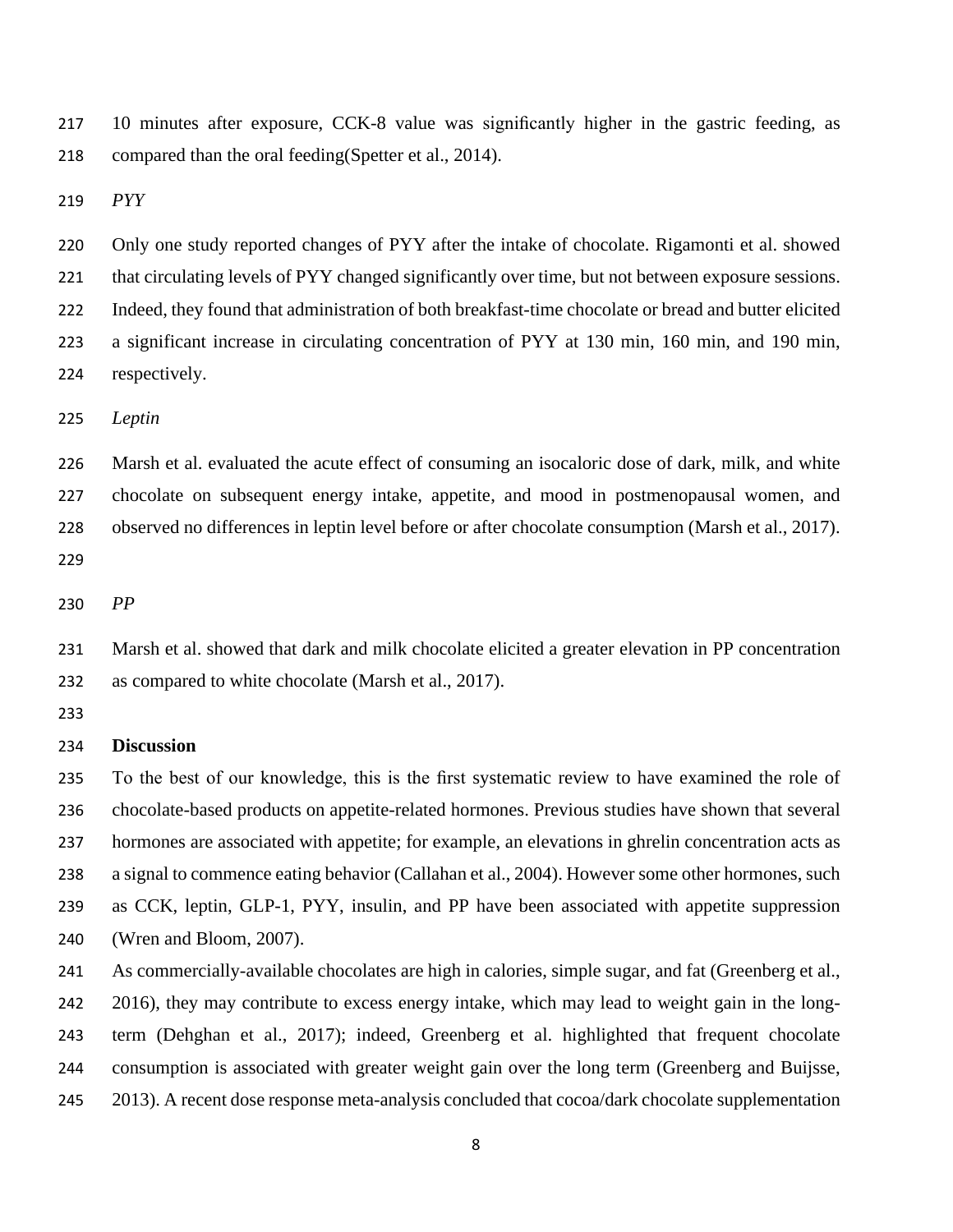10 minutes after exposure, CCK-8 value was significantly higher in the gastric feeding, as compared than the oral feeding(Spetter et al., 2014).

*PYY*

Only one study reported changes of PYY after the intake of chocolate. Rigamonti et al. showed that circulating levels of PYY changed significantly over time, but not between exposure sessions. Indeed, they found that administration of both breakfast-time chocolate or bread and butter elicited a significant increase in circulating concentration of PYY at 130 min, 160 min, and 190 min, respectively.

*Leptin*

Marsh et al. evaluated the acute effect of consuming an isocaloric dose of dark, milk, and white chocolate on subsequent energy intake, appetite, and mood in postmenopausal women, and observed no differences in leptin level before or after chocolate consumption (Marsh et al., 2017).

*PP*

Marsh et al. showed that dark and milk chocolate elicited a greater elevation in PP concentration as compared to white chocolate (Marsh et al., 2017).

## Discussion

To the best of our knowledge, this is the first systematic review to have examined the role of chocolate-based products on appetite-related hormones. Previous studies have shown that several hormones are associated with appetite; for example, an elevations in ghrelin concentration acts as a signal to commence eating behavior (Callahan et al., 2004). However some other hormones, such as CCK, leptin, GLP-1, PYY, insulin, and PP have been associated with appetite suppression (Wren and Bloom, 2007).

As commercially-available chocolates are high in calories, simple sugar, and fat (Greenberg et al., 2016), they may contribute to excess energy intake, which may lead to weight gain in the long-term (Dehghan et al., 2017); indeed, Greenberg et al. highlighted that frequent chocolate consumption is associated with greater weight gain over the long term (Greenberg and Buijsse, 2013). A recent dose response meta-analysis concluded that cocoa/dark chocolate supplementation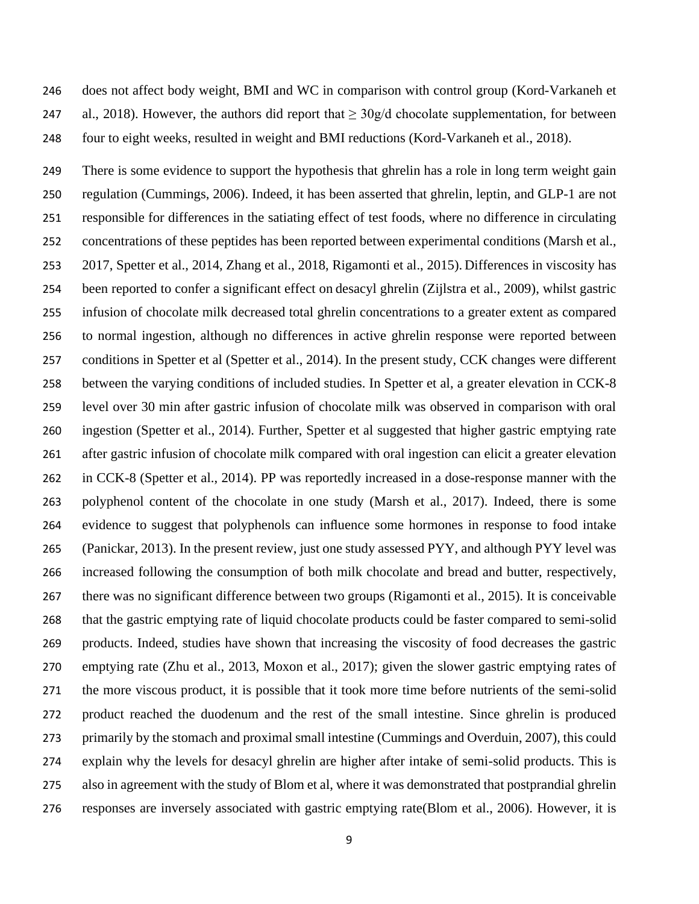does not affect body weight, BMI and WC in comparison with control group (Kord-Varkaneh et al., 2018). However, the authors did report that ≥ 30g/d chocolate supplementation, for between four to eight weeks, resulted in weight and BMI reductions (Kord-Varkaneh et al., 2018).

There is some evidence to support the hypothesis that ghrelin has a role in long term weight gain regulation (Cummings, 2006). Indeed, it has been asserted that ghrelin, leptin, and GLP-1 are not responsible for differences in the satiating effect of test foods, where no difference in circulating concentrations of these peptides has been reported between experimental conditions (Marsh et al., 2017, Spetter et al., 2014, Zhang et al., 2018, Rigamonti et al., 2015). Differences in viscosity has been reported to confer a significant effect on desacyl ghrelin (Zijlstra et al., 2009), whilst gastric infusion of chocolate milk decreased total ghrelin concentrations to a greater extent as compared to normal ingestion, although no differences in active ghrelin response were reported between conditions in Spetter et al (Spetter et al., 2014). In the present study, CCK changes were different between the varying conditions of included studies. In Spetter et al, a greater elevation in CCK-8 level over 30 min after gastric infusion of chocolate milk was observed in comparison with oral ingestion (Spetter et al., 2014). Further, Spetter et al suggested that higher gastric emptying rate after gastric infusion of chocolate milk compared with oral ingestion can elicit a greater elevation in CCK-8 (Spetter et al., 2014). PP was reportedly increased in a dose-response manner with the polyphenol content of the chocolate in one study (Marsh et al., 2017). Indeed, there is some evidence to suggest that polyphenols can influence some hormones in response to food intake (Panickar, 2013). In the present review, just one study assessed PYY, and although PYY level was increased following the consumption of both milk chocolate and bread and butter, respectively, there was no significant difference between two groups (Rigamonti et al., 2015). It is conceivable that the gastric emptying rate of liquid chocolate products could be faster compared to semi-solid products. Indeed, studies have shown that increasing the viscosity of food decreases the gastric emptying rate (Zhu et al., 2013, Moxon et al., 2017); given the slower gastric emptying rates of the more viscous product, it is possible that it took more time before nutrients of the semi-solid product reached the duodenum and the rest of the small intestine. Since ghrelin is produced primarily by the stomach and proximal small intestine (Cummings and Overduin, 2007), this could explain why the levels for desacyl ghrelin are higher after intake of semi-solid products. This is also in agreement with the study of Blom et al, where it was demonstrated that postprandial ghrelin responses are inversely associated with gastric emptying rate(Blom et al., 2006). However, it is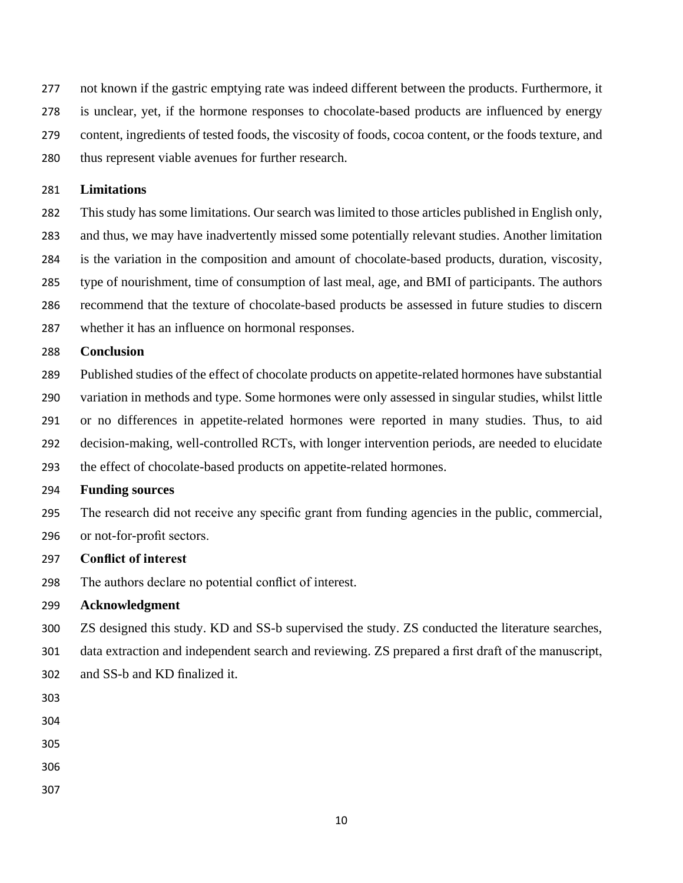not known if the gastric emptying rate was indeed different between the products. Furthermore, it is unclear, yet, if the hormone responses to chocolate-based products are influenced by energy content, ingredients of tested foods, the viscosity of foods, cocoa content, or the foods texture, and thus represent viable avenues for further research.

## Limitations

This study has some limitations. Our search was limited to those articles published in English only, and thus, we may have inadvertently missed some potentially relevant studies. Another limitation is the variation in the composition and amount of chocolate-based products, duration, viscosity, type of nourishment, time of consumption of last meal, age, and BMI of participants. The authors recommend that the texture of chocolate-based products be assessed in future studies to discern whether it has an influence on hormonal responses.

## Conclusion

Published studies of the effect of chocolate products on appetite-related hormones have substantial variation in methods and type. Some hormones were only assessed in singular studies, whilst little or no differences in appetite-related hormones were reported in many studies. Thus, to aid decision-making, well-controlled RCTs, with longer intervention periods, are needed to elucidate the effect of chocolate-based products on appetite-related hormones.

## Funding sources

The research did not receive any specific grant from funding agencies in the public, commercial, or not-for-profit sectors.

## Conflict of interest

The authors declare no potential conflict of interest.

## Acknowledgment

ZS designed this study. KD and SS-b supervised the study. ZS conducted the literature searches, data extraction and independent search and reviewing. ZS prepared a first draft of the manuscript, and SS-b and KD finalized it.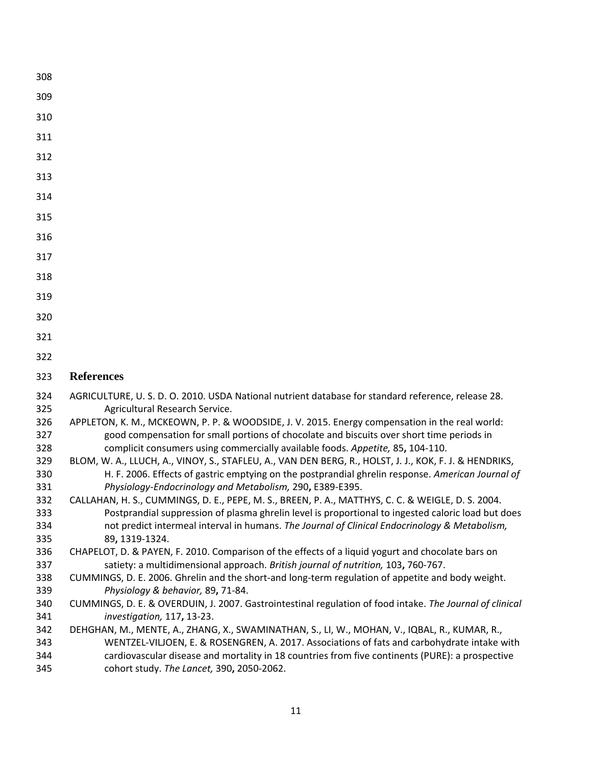## References

AGRICULTURE, U. S. D. O. 2010. USDA National nutrient database for standard reference, release 28. Agricultural Research Service.

APPLETON, K. M., MCKEOWN, P. P. & WOODSIDE, J. V. 2015. Energy compensation in the real world: good compensation for small portions of chocolate and biscuits over short time periods in complicit consumers using commercially available foods. *Appetite,* 85**,** 104-110.

BLOM, W. A., LLUCH, A., VINOY, S., STAFLEU, A., VAN DEN BERG, R., HOLST, J. J., KOK, F. J. & HENDRIKS, H. F. 2006. Effects of gastric emptying on the postprandial ghrelin response. *American Journal of Physiology-Endocrinology and Metabolism,* 290**,** E389-E395.

CALLAHAN, H. S., CUMMINGS, D. E., PEPE, M. S., BREEN, P. A., MATTHYS, C. C. & WEIGLE, D. S. 2004. Postprandial suppression of plasma ghrelin level is proportional to ingested caloric load but does not predict intermeal interval in humans. *The Journal of Clinical Endocrinology & Metabolism,* 89**,** 1319-1324.

CHAPELOT, D. & PAYEN, F. 2010. Comparison of the effects of a liquid yogurt and chocolate bars on satiety: a multidimensional approach. *British journal of nutrition,* 103**,** 760-767.

CUMMINGS, D. E. 2006. Ghrelin and the short-and long-term regulation of appetite and body weight. *Physiology & behavior,* 89**,** 71-84.

CUMMINGS, D. E. & OVERDUIN, J. 2007. Gastrointestinal regulation of food intake. *The Journal of clinical investigation,* 117**,** 13-23.

DEHGHAN, M., MENTE, A., ZHANG, X., SWAMINATHAN, S., LI, W., MOHAN, V., IQBAL, R., KUMAR, R., WENTZEL-VILJOEN, E. & ROSENGREN, A. 2017. Associations of fats and carbohydrate intake with cardiovascular disease and mortality in 18 countries from five continents (PURE): a prospective cohort study. *The Lancet,* 390**,** 2050-2062.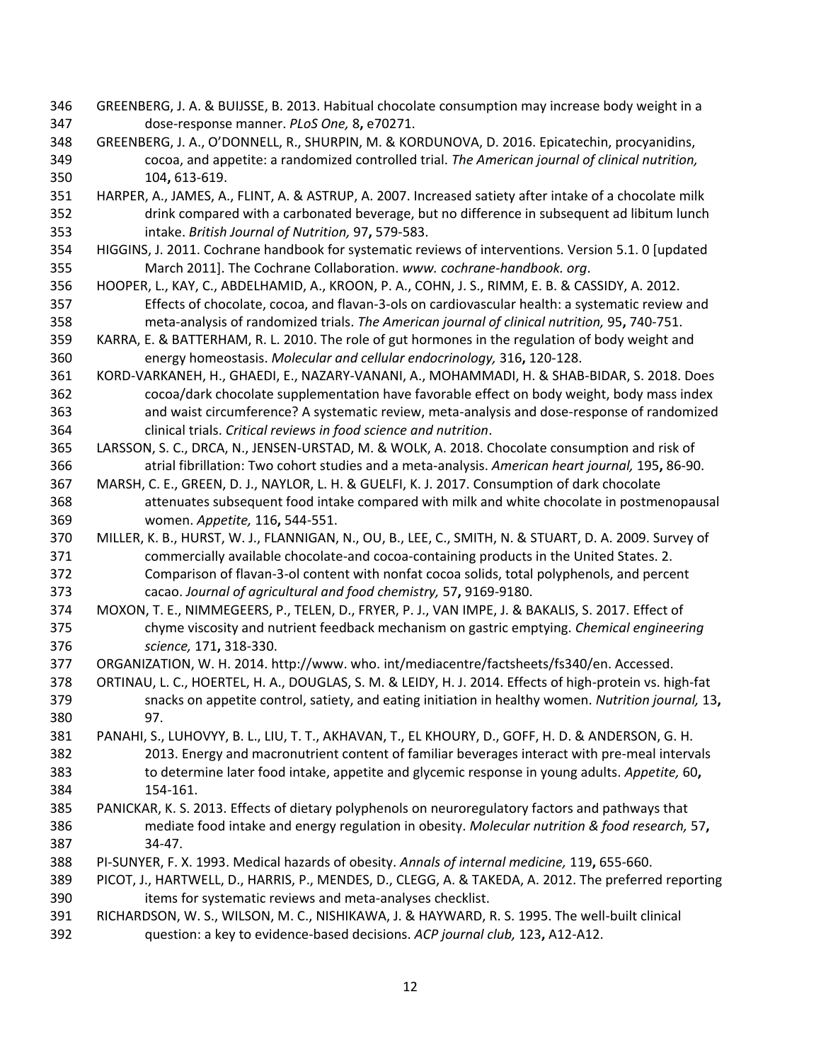GREENBERG, J. A. & BUIJSSE, B. 2013. Habitual chocolate consumption may increase body weight in a dose-response manner. *PLoS One,* 8**,** e70271.

GREENBERG, J. A., O'DONNELL, R., SHURPIN, M. & KORDUNOVA, D. 2016. Epicatechin, procyanidins, cocoa, and appetite: a randomized controlled trial. *The American journal of clinical nutrition,* 104**,** 613-619.

HARPER, A., JAMES, A., FLINT, A. & ASTRUP, A. 2007. Increased satiety after intake of a chocolate milk drink compared with a carbonated beverage, but no difference in subsequent ad libitum lunch intake. *British Journal of Nutrition,* 97**,** 579-583.

HIGGINS, J. 2011. Cochrane handbook for systematic reviews of interventions. Version 5.1. 0 [updated March 2011]. The Cochrane Collaboration. *www. cochrane-handbook. org*.

HOOPER, L., KAY, C., ABDELHAMID, A., KROON, P. A., COHN, J. S., RIMM, E. B. & CASSIDY, A. 2012. Effects of chocolate, cocoa, and flavan-3-ols on cardiovascular health: a systematic review and meta-analysis of randomized trials. *The American journal of clinical nutrition,* 95**,** 740-751.

KARRA, E. & BATTERHAM, R. L. 2010. The role of gut hormones in the regulation of body weight and energy homeostasis. *Molecular and cellular endocrinology,* 316**,** 120-128.

KORD-VARKANEH, H., GHAEDI, E., NAZARY-VANANI, A., MOHAMMADI, H. & SHAB-BIDAR, S. 2018. Does cocoa/dark chocolate supplementation have favorable effect on body weight, body mass index and waist circumference? A systematic review, meta-analysis and dose-response of randomized clinical trials. *Critical reviews in food science and nutrition*.

LARSSON, S. C., DRCA, N., JENSEN-URSTAD, M. & WOLK, A. 2018. Chocolate consumption and risk of atrial fibrillation: Two cohort studies and a meta-analysis. *American heart journal,* 195**,** 86-90.

MARSH, C. E., GREEN, D. J., NAYLOR, L. H. & GUELFI, K. J. 2017. Consumption of dark chocolate attenuates subsequent food intake compared with milk and white chocolate in postmenopausal women. *Appetite,* 116**,** 544-551.

MILLER, K. B., HURST, W. J., FLANNIGAN, N., OU, B., LEE, C., SMITH, N. & STUART, D. A. 2009. Survey of commercially available chocolate-and cocoa-containing products in the United States. 2. Comparison of flavan-3-ol content with nonfat cocoa solids, total polyphenols, and percent cacao. *Journal of agricultural and food chemistry,* 57**,** 9169-9180.

MOXON, T. E., NIMMEGEERS, P., TELEN, D., FRYER, P. J., VAN IMPE, J. & BAKALIS, S. 2017. Effect of chyme viscosity and nutrient feedback mechanism on gastric emptying. *Chemical engineering science,* 171**,** 318-330.

ORGANIZATION, W. H. 2014. http://www. who. int/mediacentre/factsheets/fs340/en. Accessed.

ORTINAU, L. C., HOERTEL, H. A., DOUGLAS, S. M. & LEIDY, H. J. 2014. Effects of high-protein vs. high-fat snacks on appetite control, satiety, and eating initiation in healthy women. *Nutrition journal,* 13**,** 97.

PANAHI, S., LUHOVYY, B. L., LIU, T. T., AKHAVAN, T., EL KHOURY, D., GOFF, H. D. & ANDERSON, G. H. 2013. Energy and macronutrient content of familiar beverages interact with pre-meal intervals to determine later food intake, appetite and glycemic response in young adults. *Appetite,* 60**,** 154-161.

PANICKAR, K. S. 2013. Effects of dietary polyphenols on neuroregulatory factors and pathways that mediate food intake and energy regulation in obesity. *Molecular nutrition & food research,* 57**,** 34-47.

PI-SUNYER, F. X. 1993. Medical hazards of obesity. *Annals of internal medicine,* 119**,** 655-660.

PICOT, J., HARTWELL, D., HARRIS, P., MENDES, D., CLEGG, A. & TAKEDA, A. 2012. The preferred reporting items for systematic reviews and meta-analyses checklist.

RICHARDSON, W. S., WILSON, M. C., NISHIKAWA, J. & HAYWARD, R. S. 1995. The well-built clinical question: a key to evidence-based decisions. *ACP journal club,* 123**,** A12-A12.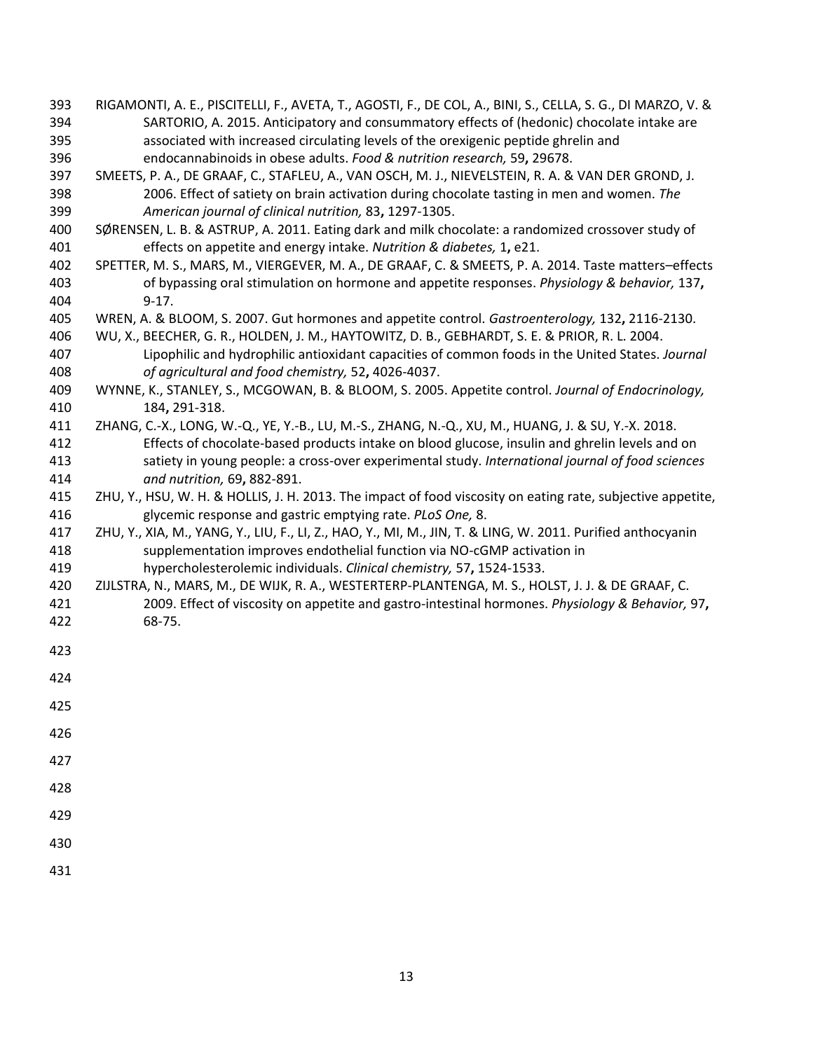RIGAMONTI, A. E., PISCITELLI, F., AVETA, T., AGOSTI, F., DE COL, A., BINI, S., CELLA, S. G., DI MARZO, V. & SARTORIO, A. 2015. Anticipatory and consummatory effects of (hedonic) chocolate intake are associated with increased circulating levels of the orexigenic peptide ghrelin and endocannabinoids in obese adults. *Food & nutrition research,* 59**,** 29678.

SMEETS, P. A., DE GRAAF, C., STAFLEU, A., VAN OSCH, M. J., NIEVELSTEIN, R. A. & VAN DER GROND, J. 2006. Effect of satiety on brain activation during chocolate tasting in men and women. *The American journal of clinical nutrition,* 83**,** 1297-1305.

SØRENSEN, L. B. & ASTRUP, A. 2011. Eating dark and milk chocolate: a randomized crossover study of effects on appetite and energy intake. *Nutrition & diabetes,* 1**,** e21.

SPETTER, M. S., MARS, M., VIERGEVER, M. A., DE GRAAF, C. & SMEETS, P. A. 2014. Taste matters–effects of bypassing oral stimulation on hormone and appetite responses. *Physiology & behavior,* 137**,** 9-17.

WREN, A. & BLOOM, S. 2007. Gut hormones and appetite control. *Gastroenterology,* 132**,** 2116-2130.

WU, X., BEECHER, G. R., HOLDEN, J. M., HAYTOWITZ, D. B., GEBHARDT, S. E. & PRIOR, R. L. 2004. Lipophilic and hydrophilic antioxidant capacities of common foods in the United States. *Journal of agricultural and food chemistry,* 52**,** 4026-4037.

WYNNE, K., STANLEY, S., MCGOWAN, B. & BLOOM, S. 2005. Appetite control. *Journal of Endocrinology,* 184**,** 291-318.

ZHANG, C.-X., LONG, W.-Q., YE, Y.-B., LU, M.-S., ZHANG, N.-Q., XU, M., HUANG, J. & SU, Y.-X. 2018. Effects of chocolate-based products intake on blood glucose, insulin and ghrelin levels and on satiety in young people: a cross-over experimental study. *International journal of food sciences and nutrition,* 69**,** 882-891.

ZHU, Y., HSU, W. H. & HOLLIS, J. H. 2013. The impact of food viscosity on eating rate, subjective appetite, glycemic response and gastric emptying rate. *PLoS One,* 8.

ZHU, Y., XIA, M., YANG, Y., LIU, F., LI, Z., HAO, Y., MI, M., JIN, T. & LING, W. 2011. Purified anthocyanin supplementation improves endothelial function via NO-cGMP activation in hypercholesterolemic individuals. *Clinical chemistry,* 57**,** 1524-1533.

ZIJLSTRA, N., MARS, M., DE WIJK, R. A., WESTERTERP-PLANTENGA, M. S., HOLST, J. J. & DE GRAAF, C. 2009. Effect of viscosity on appetite and gastro-intestinal hormones. *Physiology & Behavior,* 97**,** 68-75.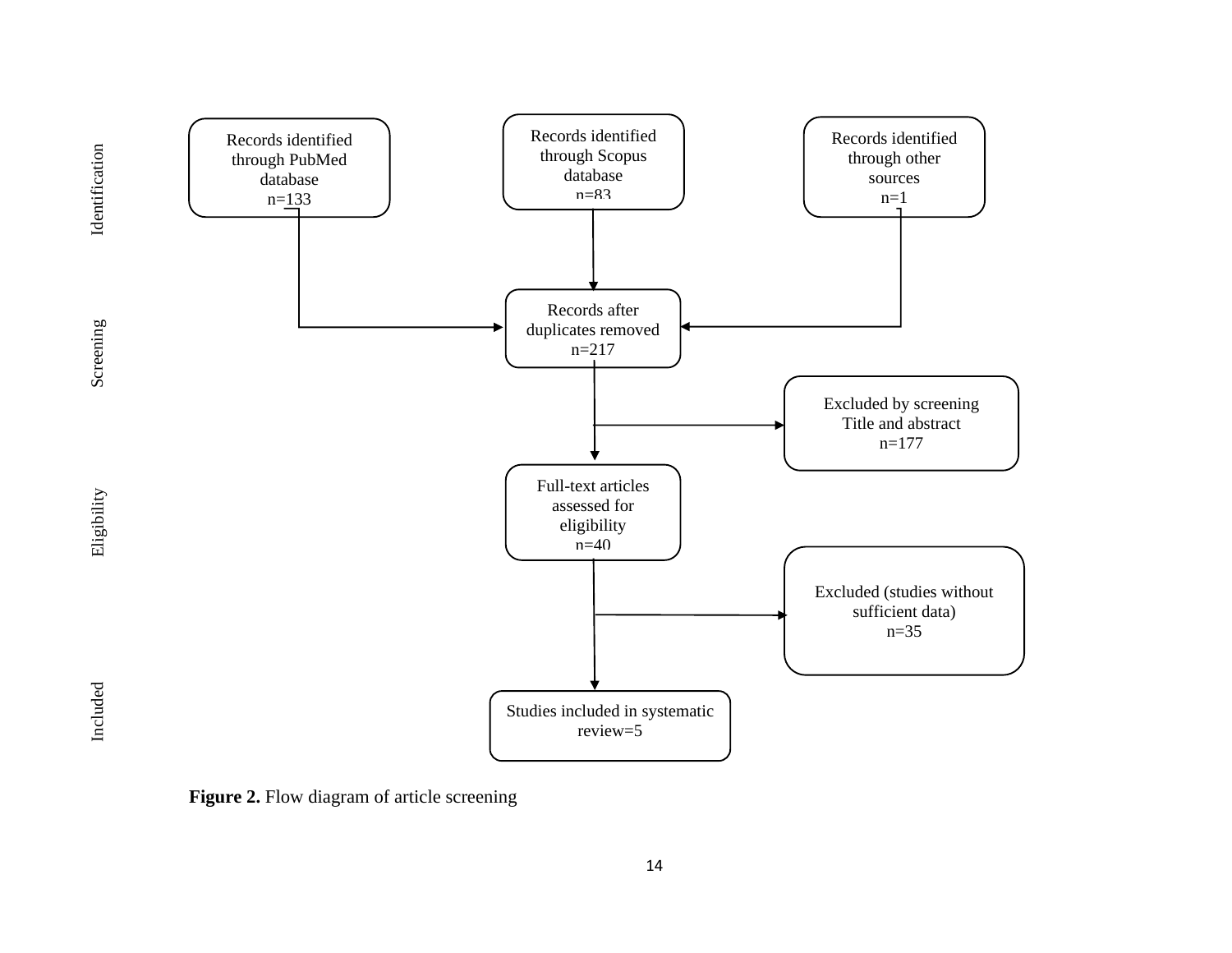Identification

Records identified through PubMed database n=133

Records identified through Scopus database n=83

Records identified through other sources n=1

Screening

Records after duplicates removed n=217

Excluded by screening Title and abstract n=177

Eligibility

Full-text articles assessed for eligibility n=40

Excluded (studies without sufficient data) n=35

Included

Studies included in systematic review=5

**Figure 2.** Flow diagram of article screening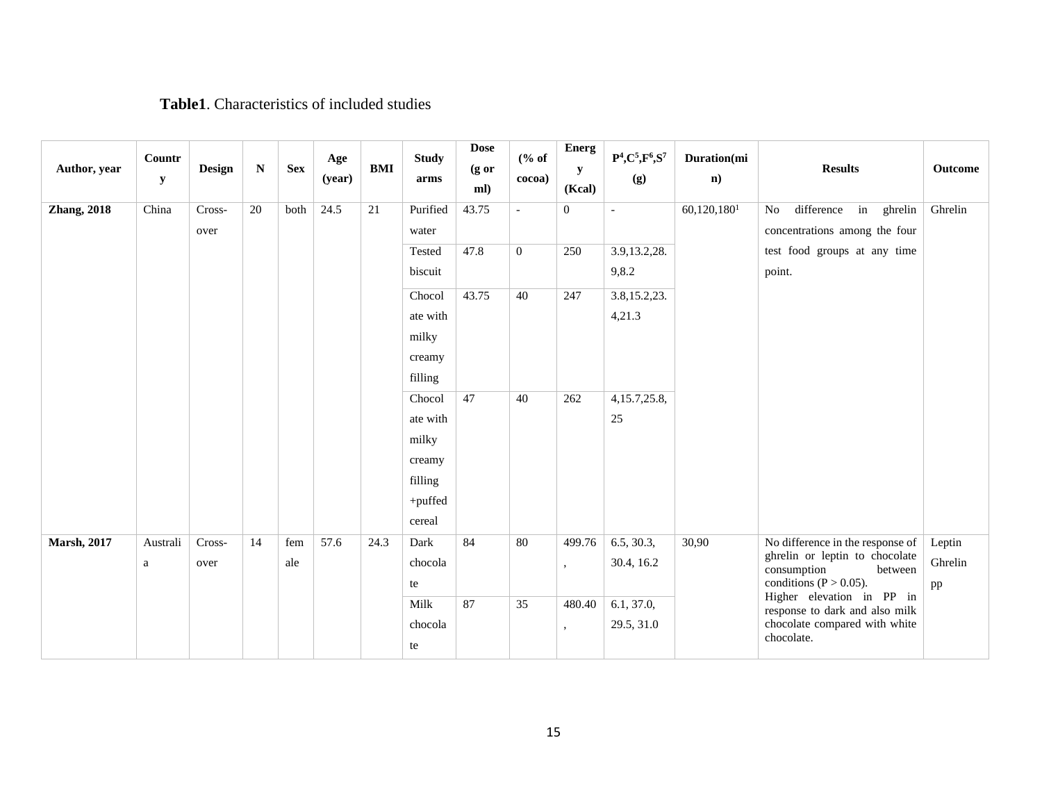**Table1**. Characteristics of included studies

| Author, year | Country | Design | N | Sex | Age (year) | BMI | Study arms | Dose (g or ml) | (% of cocoa) | Energy (Kcal) | P[4],C[5],F[6],S[7] (g) | Duration(min) | Results | Outcome |
|---|---|---|---|---|---|---|---|---|---|---|---|---|---|---|
| **Zhang, 2018** | China | Cross-over | 20 | both | 24.5 | 21 | Purified water | 43.75 | - | 0 | - | 60,120,180[1] | No difference in ghrelin concentrations among the four test food groups at any time point. | Ghrelin |
| | | | | | | | Tested biscuit | 47.8 | 0 | 250 | 3.9,13.2,28.9,8.2 | | | |
| | | | | | | | Chocolate with milky creamy filling | 43.75 | 40 | 247 | 3.8,15.2,23.4,21.3 | | | |
| | | | | | | | Chocolate with milky creamy filling +puffed cereal | 47 | 40 | 262 | 4,15.7,25.8,25 | | | |
| **Marsh, 2017** | Australia | Cross-over | 14 | female | 57.6 | 24.3 | Dark chocolate | 84 | 80 | 499.76, | 6.5, 30.3, 30.4, 16.2 | 30,90 | No difference in the response of ghrelin or leptin to chocolate consumption between conditions (P > 0.05). Higher elevation in PP in response to dark and also milk chocolate compared with white chocolate. | Leptin Ghrelin pp |
| | | | | | | | Milk chocolate | 87 | 35 | 480.40, | 6.1, 37.0, 29.5, 31.0 | | | |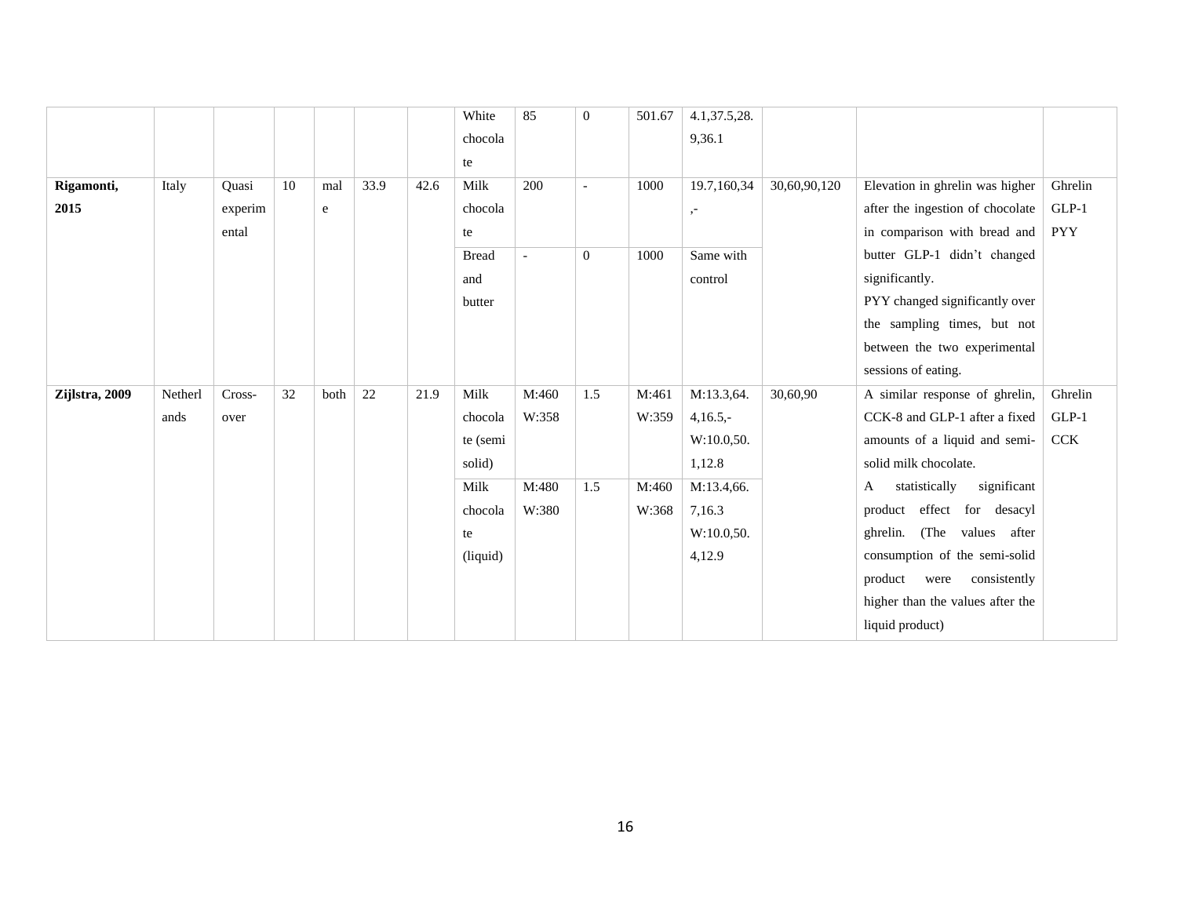| | | | | | | | White chocolate | 85 | 0 | 501.67 | 4.1,37.5,28.9,36.1 | | | |
|---|---|---|---|---|---|---|---|---|---|---|---|---|---|---|
| **Rigamonti, 2015** | Italy | Quasi experimental | 10 | male | 33.9 | 42.6 | Milk chocolate | 200 | - | 1000 | 19.7,160,34,- | 30,60,90,120 | Elevation in ghrelin was higher after the ingestion of chocolate in comparison with bread and butter GLP-1 didn't changed significantly. PYY changed significantly over the sampling times, but not between the two experimental sessions of eating. | Ghrelin GLP-1 PYY |
| | | | | | | | Bread and butter | - | 0 | 1000 | Same with control | | | |
| **Zijlstra, 2009** | Netherlands | Cross-over | 32 | both | 22 | 21.9 | Milk chocolate (semi solid) | M:460 W:358 | 1.5 | M:461 W:359 | M:13.3,64.4,16.5,- W:10.0,50.1,12.8 | 30,60,90 | A similar response of ghrelin, CCK-8 and GLP-1 after a fixed amounts of a liquid and semi-solid milk chocolate. A statistically significant product effect for desacyl ghrelin. (The values after consumption of the semi-solid product were consistently higher than the values after the liquid product) | Ghrelin GLP-1 CCK |
| | | | | | | | Milk chocolate (liquid) | M:480 W:380 | 1.5 | M:460 W:368 | M:13.4,66.7,16.3 W:10.0,50.4,12.9 | | | |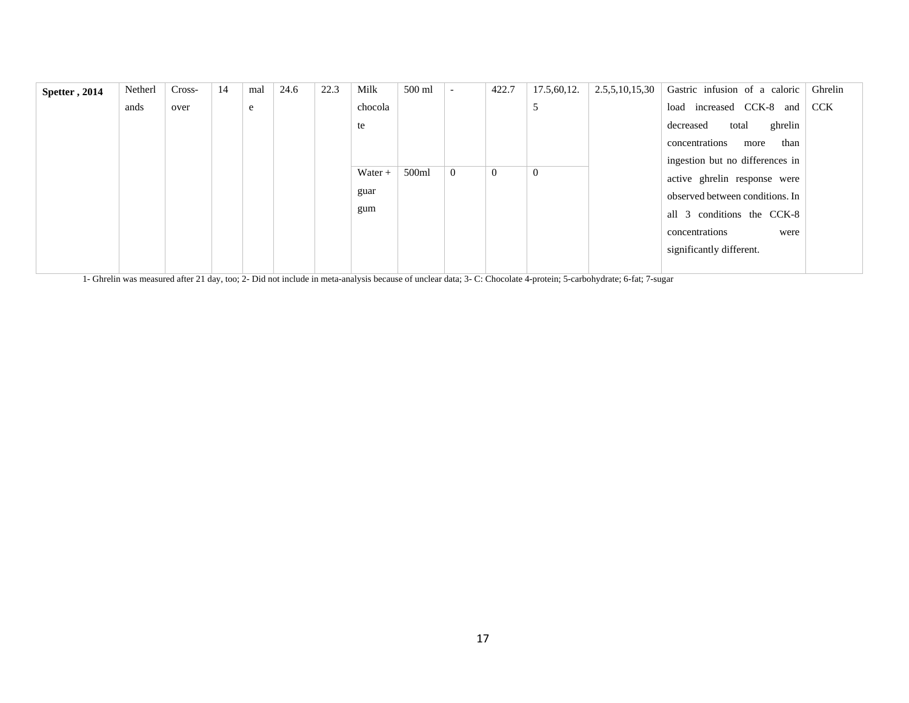| | | | | | | | | | | | | | | |
|---|---|---|---|---|---|---|---|---|---|---|---|---|---|---|
| **Spetter , 2014** | Netherlands | Cross-over | 14 | male | 24.6 | 22.3 | Milk chocolate | 500 ml | - | 422.7 | 17.5,60,12.5 | 2.5,5,10,15,30 | Gastric infusion of a caloric load increased CCK-8 and decreased total ghrelin concentrations more than ingestion but no differences in active ghrelin response were observed between conditions. In all 3 conditions the CCK-8 concentrations were significantly different. | Ghrelin CCK |
| | | | | | | | Water + guar gum | 500ml | 0 | 0 | 0 | | | |

1- Ghrelin was measured after 21 day, too; 2- Did not include in meta-analysis because of unclear data; 3- C: Chocolate 4-protein; 5-carbohydrate; 6-fat; 7-sugar